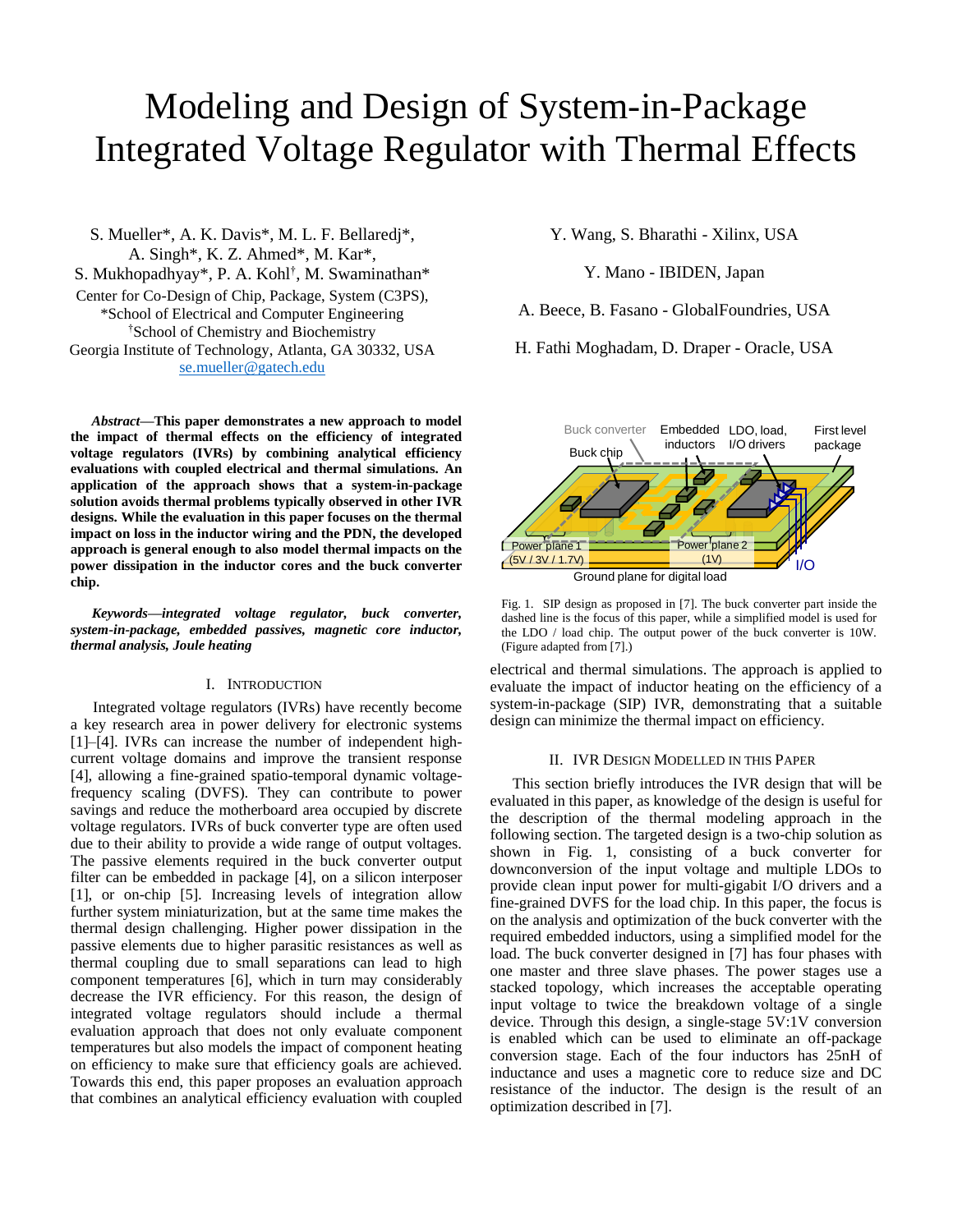# Modeling and Design of System-in-Package Integrated Voltage Regulator with Thermal Effects

S. Mueller*, A. K. Davis*, M. L. F. Bellaredj*, A. Singh*, K. Z. Ahmed*, M. Kar*, S. Mukhopadhyay*, P. A. Kohl[†], M. Swaminathan*

Center for Co-Design of Chip, Package, System (C3PS),
*School of Electrical and Computer Engineering
[†]School of Chemistry and Biochemistry
Georgia Institute of Technology, Atlanta, GA 30332, USA
se.mueller@gatech.edu

Y. Wang, S. Bharathi - Xilinx, USA

Y. Mano - IBIDEN, Japan

A. Beece, B. Fasano - GlobalFoundries, USA

H. Fathi Moghadam, D. Draper - Oracle, USA

***Abstract*—This paper demonstrates a new approach to model the impact of thermal effects on the efficiency of integrated voltage regulators (IVRs) by combining analytical efficiency evaluations with coupled electrical and thermal simulations. An application of the approach shows that a system-in-package solution avoids thermal problems typically observed in other IVR designs. While the evaluation in this paper focuses on the thermal impact on loss in the inductor wiring and the PDN, the developed approach is general enough to also model thermal impacts on the power dissipation in the inductor cores and the buck converter chip.**

***Keywords—integrated voltage regulator, buck converter, system-in-package, embedded passives, magnetic core inductor, thermal analysis, Joule heating***

## I. Introduction

Integrated voltage regulators (IVRs) have recently become a key research area in power delivery for electronic systems [1]–[4]. IVRs can increase the number of independent high-current voltage domains and improve the transient response [4], allowing a fine-grained spatio-temporal dynamic voltage-frequency scaling (DVFS). They can contribute to power savings and reduce the motherboard area occupied by discrete voltage regulators. IVRs of buck converter type are often used due to their ability to provide a wide range of output voltages. The passive elements required in the buck converter output filter can be embedded in package [4], on a silicon interposer [1], or on-chip [5]. Increasing levels of integration allow further system miniaturization, but at the same time makes the thermal design challenging. Higher power dissipation in the passive elements due to higher parasitic resistances as well as thermal coupling due to small separations can lead to high component temperatures [6], which in turn may considerably decrease the IVR efficiency. For this reason, the design of integrated voltage regulators should include a thermal evaluation approach that does not only evaluate component temperatures but also models the impact of component heating on efficiency to make sure that efficiency goals are achieved. Towards this end, this paper proposes an evaluation approach that combines an analytical efficiency evaluation with coupled electrical and thermal simulations. The approach is applied to evaluate the impact of inductor heating on the efficiency of a system-in-package (SIP) IVR, demonstrating that a suitable design can minimize the thermal impact on efficiency.

Fig. 1. SIP design as proposed in [7]. The buck converter part inside the dashed line is the focus of this paper, while a simplified model is used for the LDO / load chip. The output power of the buck converter is 10W. (Figure adapted from [7].)

## II. IVR Design Modelled in this Paper

This section briefly introduces the IVR design that will be evaluated in this paper, as knowledge of the design is useful for the description of the thermal modeling approach in the following section. The targeted design is a two-chip solution as shown in Fig. 1, consisting of a buck converter for downconversion of the input voltage and multiple LDOs to provide clean input power for multi-gigabit I/O drivers and a fine-grained DVFS for the load chip. In this paper, the focus is on the analysis and optimization of the buck converter with the required embedded inductors, using a simplified model for the load. The buck converter designed in [7] has four phases with one master and three slave phases. The power stages use a stacked topology, which increases the acceptable operating input voltage to twice the breakdown voltage of a single device. Through this design, a single-stage 5V:1V conversion is enabled which can be used to eliminate an off-package conversion stage. Each of the four inductors has 25nH of inductance and uses a magnetic core to reduce size and DC resistance of the inductor. The design is the result of an optimization described in [7].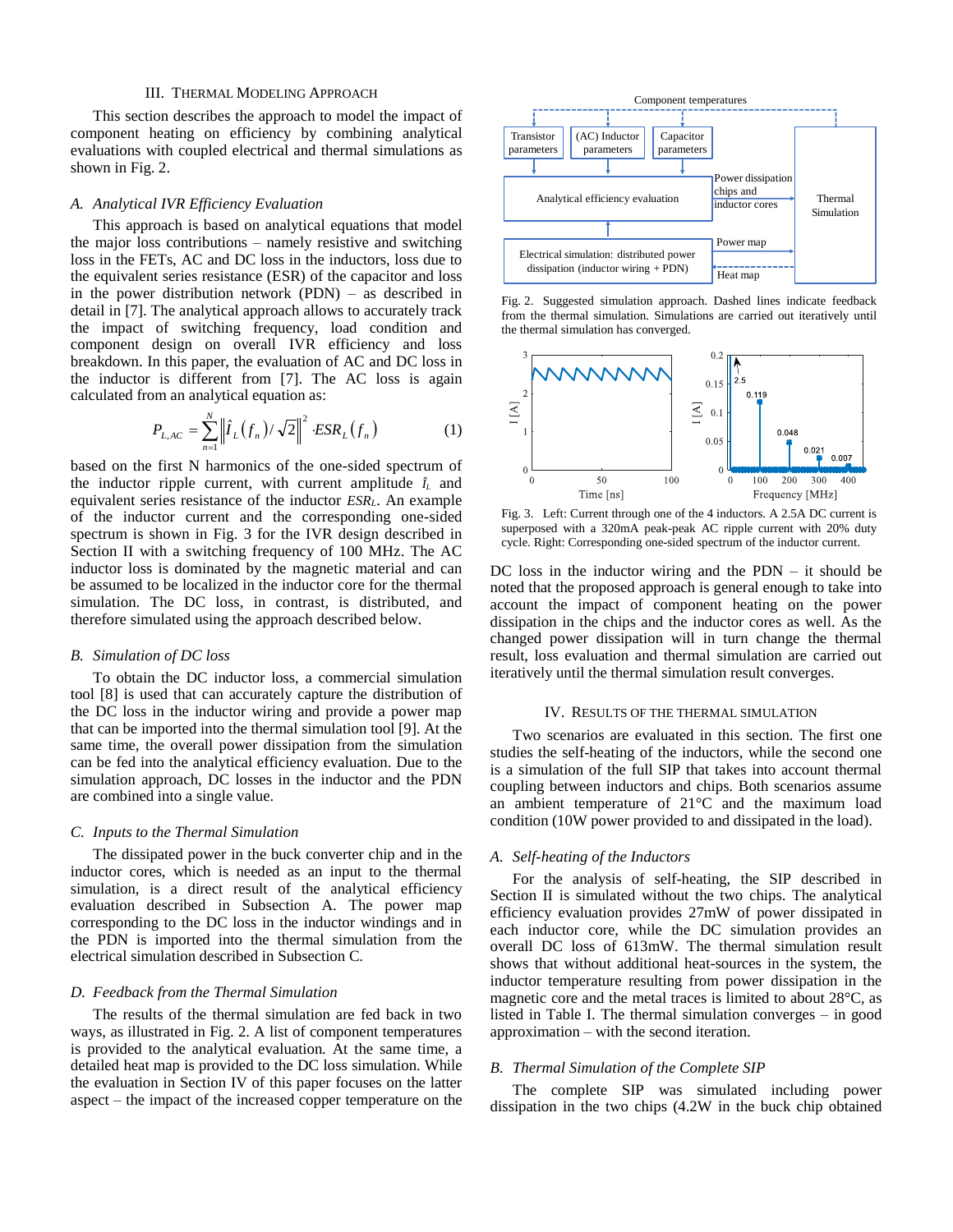## III. Thermal Modeling Approach

This section describes the approach to model the impact of component heating on efficiency by combining analytical evaluations with coupled electrical and thermal simulations as shown in Fig. 2.

### *A. Analytical IVR Efficiency Evaluation*

This approach is based on analytical equations that model the major loss contributions – namely resistive and switching loss in the FETs, AC and DC loss in the inductors, loss due to the equivalent series resistance (ESR) of the capacitor and loss in the power distribution network (PDN) – as described in detail in [7]. The analytical approach allows to accurately track the impact of switching frequency, load condition and component design on overall IVR efficiency and loss breakdown. In this paper, the evaluation of AC and DC loss in the inductor is different from [7]. The AC loss is again calculated from an analytical equation as:

$$P_{L,AC} = \sum_{n=1}^{N} \left\| \hat{I}_L(f_n)/\sqrt{2} \right\|^2 \cdot ESR_L(f_n) \tag{1}$$

based on the first N harmonics of the one-sided spectrum of the inductor ripple current, with current amplitude $\hat{I}_L$ and equivalent series resistance of the inductor $ESR_L$. An example of the inductor current and the corresponding one-sided spectrum is shown in Fig. 3 for the IVR design described in Section II with a switching frequency of 100 MHz. The AC inductor loss is dominated by the magnetic material and can be assumed to be localized in the inductor core for the thermal simulation. The DC loss, in contrast, is distributed, and therefore simulated using the approach described below.

### *B. Simulation of DC loss*

To obtain the DC inductor loss, a commercial simulation tool [8] is used that can accurately capture the distribution of the DC loss in the inductor wiring and provide a power map that can be imported into the thermal simulation tool [9]. At the same time, the overall power dissipation from the simulation can be fed into the analytical efficiency evaluation. Due to the simulation approach, DC losses in the inductor and the PDN are combined into a single value.

### *C. Inputs to the Thermal Simulation*

The dissipated power in the buck converter chip and in the inductor cores, which is needed as an input to the thermal simulation, is a direct result of the analytical efficiency evaluation described in Subsection A. The power map corresponding to the DC loss in the inductor windings and in the PDN is imported into the thermal simulation from the electrical simulation described in Subsection C.

### *D. Feedback from the Thermal Simulation*

The results of the thermal simulation are fed back in two ways, as illustrated in Fig. 2. A list of component temperatures is provided to the analytical evaluation. At the same time, a detailed heat map is provided to the DC loss simulation. While the evaluation in Section IV of this paper focuses on the latter aspect – the impact of the increased copper temperature on the DC loss in the inductor wiring and the PDN – it should be noted that the proposed approach is general enough to take into account the impact of component heating on the power dissipation in the chips and the inductor cores as well. As the changed power dissipation will in turn change the thermal result, loss evaluation and thermal simulation are carried out iteratively until the thermal simulation result converges.

Fig. 2. Suggested simulation approach. Dashed lines indicate feedback from the thermal simulation. Simulations are carried out iteratively until the thermal simulation has converged.

Fig. 3. Left: Current through one of the 4 inductors. A 2.5A DC current is superposed with a 320mA peak-peak AC ripple current with 20% duty cycle. Right: Corresponding one-sided spectrum of the inductor current.

## IV. Results of the Thermal Simulation

Two scenarios are evaluated in this section. The first one studies the self-heating of the inductors, while the second one is a simulation of the full SIP that takes into account thermal coupling between inductors and chips. Both scenarios assume an ambient temperature of 21°C and the maximum load condition (10W power provided to and dissipated in the load).

### *A. Self-heating of the Inductors*

For the analysis of self-heating, the SIP described in Section II is simulated without the two chips. The analytical efficiency evaluation provides 27mW of power dissipated in each inductor core, while the DC simulation provides an overall DC loss of 613mW. The thermal simulation result shows that without additional heat-sources in the system, the inductor temperature resulting from power dissipation in the magnetic core and the metal traces is limited to about 28°C, as listed in Table I. The thermal simulation converges – in good approximation – with the second iteration.

### *B. Thermal Simulation of the Complete SIP*

The complete SIP was simulated including power dissipation in the two chips (4.2W in the buck chip obtained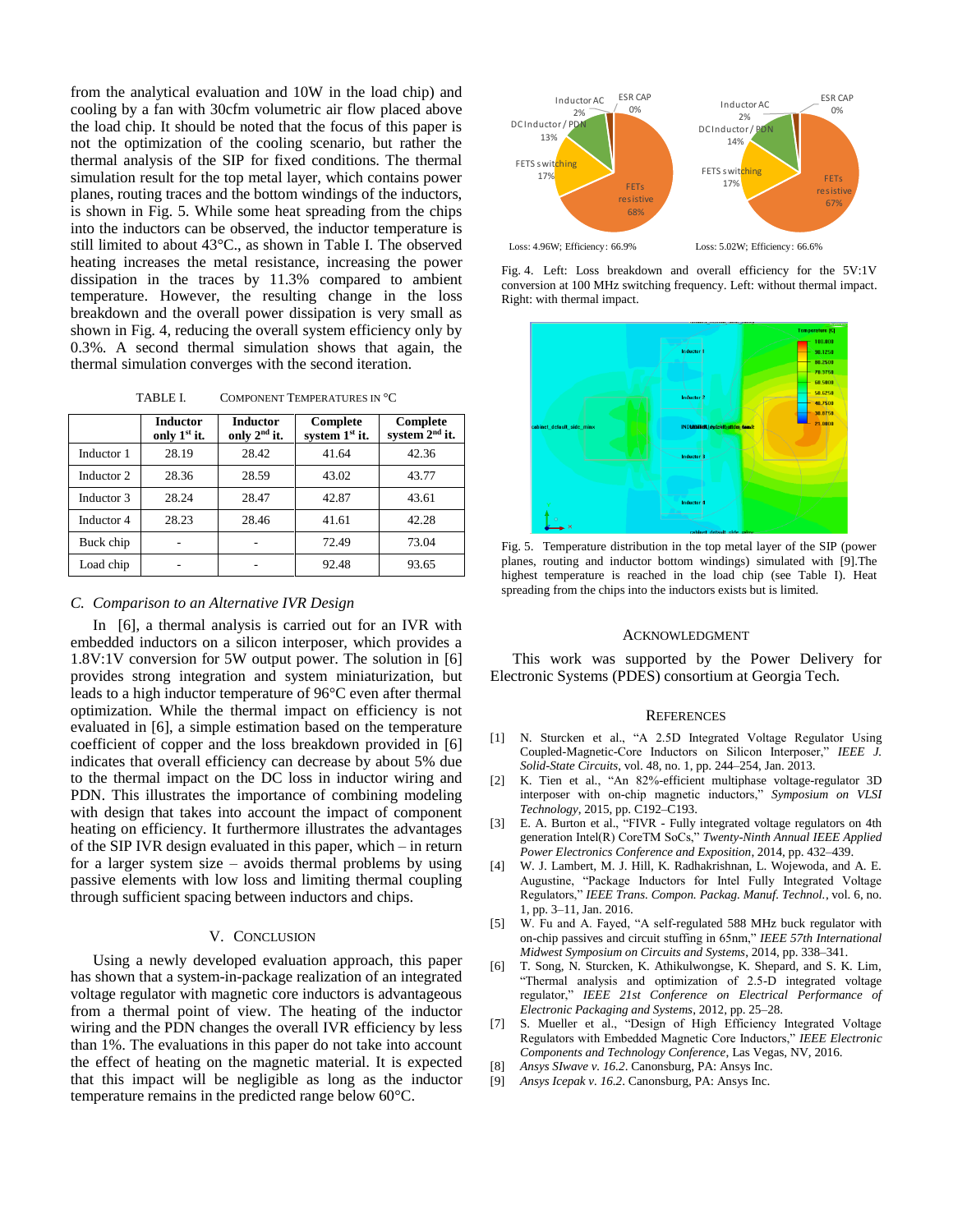from the analytical evaluation and 10W in the load chip) and cooling by a fan with 30cfm volumetric air flow placed above the load chip. It should be noted that the focus of this paper is not the optimization of the cooling scenario, but rather the thermal analysis of the SIP for fixed conditions. The thermal simulation result for the top metal layer, which contains power planes, routing traces and the bottom windings of the inductors, is shown in Fig. 5. While some heat spreading from the chips into the inductors can be observed, the inductor temperature is still limited to about 43°C., as shown in Table I. The observed heating increases the metal resistance, increasing the power dissipation in the traces by 11.3% compared to ambient temperature. However, the resulting change in the loss breakdown and the overall power dissipation is very small as shown in Fig. 4, reducing the overall system efficiency only by 0.3%. A second thermal simulation shows that again, the thermal simulation converges with the second iteration.

TABLE I. COMPONENT TEMPERATURES IN °C

| | Inductor only 1st it. | Inductor only 2nd it. | Complete system 1st it. | Complete system 2nd it. |
|---|---|---|---|---|
| Inductor 1 | 28.19 | 28.42 | 41.64 | 42.36 |
| Inductor 2 | 28.36 | 28.59 | 43.02 | 43.77 |
| Inductor 3 | 28.24 | 28.47 | 42.87 | 43.61 |
| Inductor 4 | 28.23 | 28.46 | 41.61 | 42.28 |
| Buck chip | - | - | 72.49 | 73.04 |
| Load chip | - | - | 92.48 | 93.65 |

### *C. Comparison to an Alternative IVR Design*

In [6], a thermal analysis is carried out for an IVR with embedded inductors on a silicon interposer, which provides a 1.8V:1V conversion for 5W output power. The solution in [6] provides strong integration and system miniaturization, but leads to a high inductor temperature of 96°C even after thermal optimization. While the thermal impact on efficiency is not evaluated in [6], a simple estimation based on the temperature coefficient of copper and the loss breakdown provided in [6] indicates that overall efficiency can decrease by about 5% due to the thermal impact on the DC loss in inductor wiring and PDN. This illustrates the importance of combining modeling with design that takes into account the impact of component heating on efficiency. It furthermore illustrates the advantages of the SIP IVR design evaluated in this paper, which – in return for a larger system size – avoids thermal problems by using passive elements with low loss and limiting thermal coupling through sufficient spacing between inductors and chips.

## V. CONCLUSION

Using a newly developed evaluation approach, this paper has shown that a system-in-package realization of an integrated voltage regulator with magnetic core inductors is advantageous from a thermal point of view. The heating of the inductor wiring and the PDN changes the overall IVR efficiency by less than 1%. The evaluations in this paper do not take into account the effect of heating on the magnetic material. It is expected that this impact will be negligible as long as the inductor temperature remains in the predicted range below 60°C.

Inductor AC 2%
ESR CAP 0%
DC Inductor / PDN 13%
FETS switching 17%
FETs resistive 68%
Loss: 4.96W; Efficiency: 66.9%

Inductor AC 2%
ESR CAP 0%
DC Inductor / PDN 14%
FETS switching 17%
FETs resistive 67%
Loss: 5.02W; Efficiency: 66.6%

Fig. 4. Left: Loss breakdown and overall efficiency for the 5V:1V conversion at 100 MHz switching frequency. Left: without thermal impact. Right: with thermal impact.

Fig. 5. Temperature distribution in the top metal layer of the SIP (power planes, routing and inductor bottom windings) simulated with [9].The highest temperature is reached in the load chip (see Table I). Heat spreading from the chips into the inductors exists but is limited.

## ACKNOWLEDGMENT

This work was supported by the Power Delivery for Electronic Systems (PDES) consortium at Georgia Tech.

## REFERENCES

[1] N. Sturcken et al., "A 2.5D Integrated Voltage Regulator Using Coupled-Magnetic-Core Inductors on Silicon Interposer," *IEEE J. Solid-State Circuits*, vol. 48, no. 1, pp. 244–254, Jan. 2013.

[2] K. Tien et al., "An 82%-efficient multiphase voltage-regulator 3D interposer with on-chip magnetic inductors," *Symposium on VLSI Technology*, 2015, pp. C192–C193.

[3] E. A. Burton et al., "FIVR - Fully integrated voltage regulators on 4th generation Intel(R) CoreTM SoCs," *Twenty-Ninth Annual IEEE Applied Power Electronics Conference and Exposition*, 2014, pp. 432–439.

[4] W. J. Lambert, M. J. Hill, K. Radhakrishnan, L. Wojewoda, and A. E. Augustine, "Package Inductors for Intel Fully Integrated Voltage Regulators," *IEEE Trans. Compon. Packag. Manuf. Technol.*, vol. 6, no. 1, pp. 3–11, Jan. 2016.

[5] W. Fu and A. Fayed, "A self-regulated 588 MHz buck regulator with on-chip passives and circuit stuffing in 65nm," *IEEE 57th International Midwest Symposium on Circuits and Systems*, 2014, pp. 338–341.

[6] T. Song, N. Sturcken, K. Athikulwongse, K. Shepard, and S. K. Lim, "Thermal analysis and optimization of 2.5-D integrated voltage regulator," *IEEE 21st Conference on Electrical Performance of Electronic Packaging and Systems*, 2012, pp. 25–28.

[7] S. Mueller et al., "Design of High Efficiency Integrated Voltage Regulators with Embedded Magnetic Core Inductors," *IEEE Electronic Components and Technology Conference*, Las Vegas, NV, 2016.

[8] *Ansys SIwave v. 16.2*. Canonsburg, PA: Ansys Inc.

[9] *Ansys Icepak v. 16.2*. Canonsburg, PA: Ansys Inc.